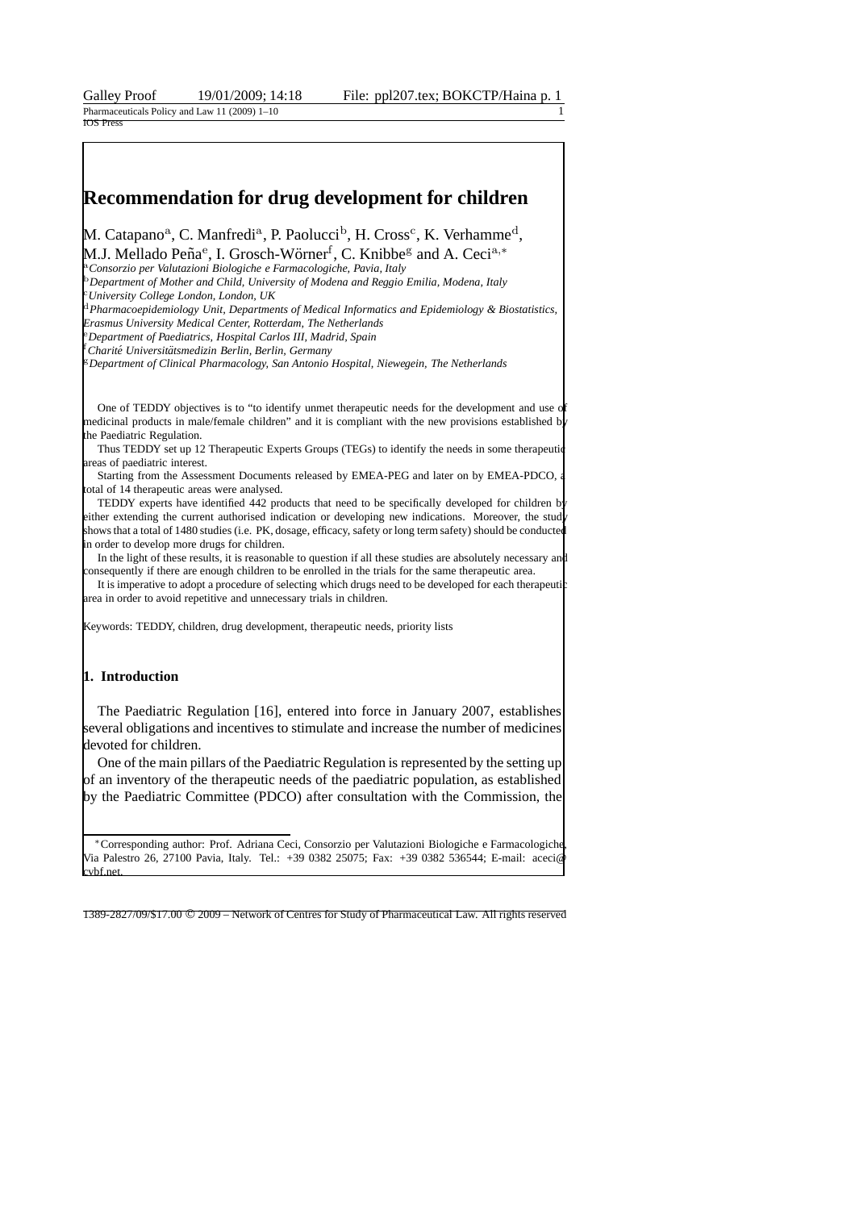# Recommendation for drug development for children

M. Catapano[a], C. Manfredi[a], P. Paolucci[b], H. Cross[c], K. Verhamme[d], M.J. Mellado Peña[e], I. Grosch-Wörner[f], C. Knibbe[g] and A. Ceci[a,*]

[a] *Consorzio per Valutazioni Biologiche e Farmacologiche, Pavia, Italy*
[b] *Department of Mother and Child, University of Modena and Reggio Emilia, Modena, Italy*
[c] *University College London, London, UK*
[d] *Pharmacoepidemiology Unit, Departments of Medical Informatics and Epidemiology & Biostatistics, Erasmus University Medical Center, Rotterdam, The Netherlands*
[e] *Department of Paediatrics, Hospital Carlos III, Madrid, Spain*
[f] *Charité Universitätsmedizin Berlin, Berlin, Germany*
[g] *Department of Clinical Pharmacology, San Antonio Hospital, Niewegein, The Netherlands*

One of TEDDY objectives is to "to identify unmet therapeutic needs for the development and use of medicinal products in male/female children" and it is compliant with the new provisions established by the Paediatric Regulation.

Thus TEDDY set up 12 Therapeutic Experts Groups (TEGs) to identify the needs in some therapeutic areas of paediatric interest.

Starting from the Assessment Documents released by EMEA-PEG and later on by EMEA-PDCO, a total of 14 therapeutic areas were analysed.

TEDDY experts have identified 442 products that need to be specifically developed for children by either extending the current authorised indication or developing new indications. Moreover, the study shows that a total of 1480 studies (i.e. PK, dosage, efficacy, safety or long term safety) should be conducted in order to develop more drugs for children.

In the light of these results, it is reasonable to question if all these studies are absolutely necessary and consequently if there are enough children to be enrolled in the trials for the same therapeutic area.

It is imperative to adopt a procedure of selecting which drugs need to be developed for each therapeutic area in order to avoid repetitive and unnecessary trials in children.

Keywords: TEDDY, children, drug development, therapeutic needs, priority lists

## 1. Introduction

The Paediatric Regulation [16], entered into force in January 2007, establishes several obligations and incentives to stimulate and increase the number of medicines devoted for children.

One of the main pillars of the Paediatric Regulation is represented by the setting up of an inventory of the therapeutic needs of the paediatric population, as established by the Paediatric Committee (PDCO) after consultation with the Commission, the

*Corresponding author: Prof. Adriana Ceci, Consorzio per Valutazioni Biologiche e Farmacologiche, Via Palestro 26, 27100 Pavia, Italy. Tel.: +39 0382 25075; Fax: +39 0382 536544; E-mail: aceci@cvbf.net.

1389-2827/09/$17.00 © 2009 – Network of Centres for Study of Pharmaceutical Law. All rights reserved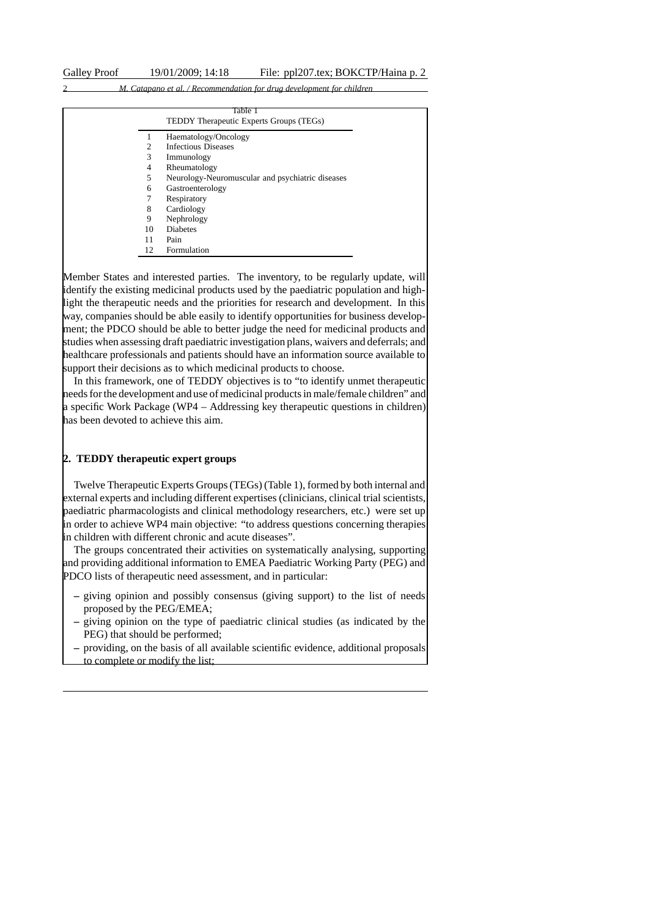Table 1
TEDDY Therapeutic Experts Groups (TEGs)

| | |
|---|---|
| 1 | Haematology/Oncology |
| 2 | Infectious Diseases |
| 3 | Immunology |
| 4 | Rheumatology |
| 5 | Neurology-Neuromuscular and psychiatric diseases |
| 6 | Gastroenterology |
| 7 | Respiratory |
| 8 | Cardiology |
| 9 | Nephrology |
| 10 | Diabetes |
| 11 | Pain |
| 12 | Formulation |

Member States and interested parties. The inventory, to be regularly update, will identify the existing medicinal products used by the paediatric population and highlight the therapeutic needs and the priorities for research and development. In this way, companies should be able easily to identify opportunities for business development; the PDCO should be able to better judge the need for medicinal products and studies when assessing draft paediatric investigation plans, waivers and deferrals; and healthcare professionals and patients should have an information source available to support their decisions as to which medicinal products to choose.

In this framework, one of TEDDY objectives is to "to identify unmet therapeutic needs for the development and use of medicinal products in male/female children" and a specific Work Package (WP4 – Addressing key therapeutic questions in children) has been devoted to achieve this aim.

## 2. TEDDY therapeutic expert groups

Twelve Therapeutic Experts Groups (TEGs) (Table 1), formed by both internal and external experts and including different expertises (clinicians, clinical trial scientists, paediatric pharmacologists and clinical methodology researchers, etc.) were set up in order to achieve WP4 main objective: "to address questions concerning therapies in children with different chronic and acute diseases".

The groups concentrated their activities on systematically analysing, supporting and providing additional information to EMEA Paediatric Working Party (PEG) and PDCO lists of therapeutic need assessment, and in particular:

- giving opinion and possibly consensus (giving support) to the list of needs proposed by the PEG/EMEA;
- giving opinion on the type of paediatric clinical studies (as indicated by the PEG) that should be performed;
- providing, on the basis of all available scientific evidence, additional proposals to complete or modify the list;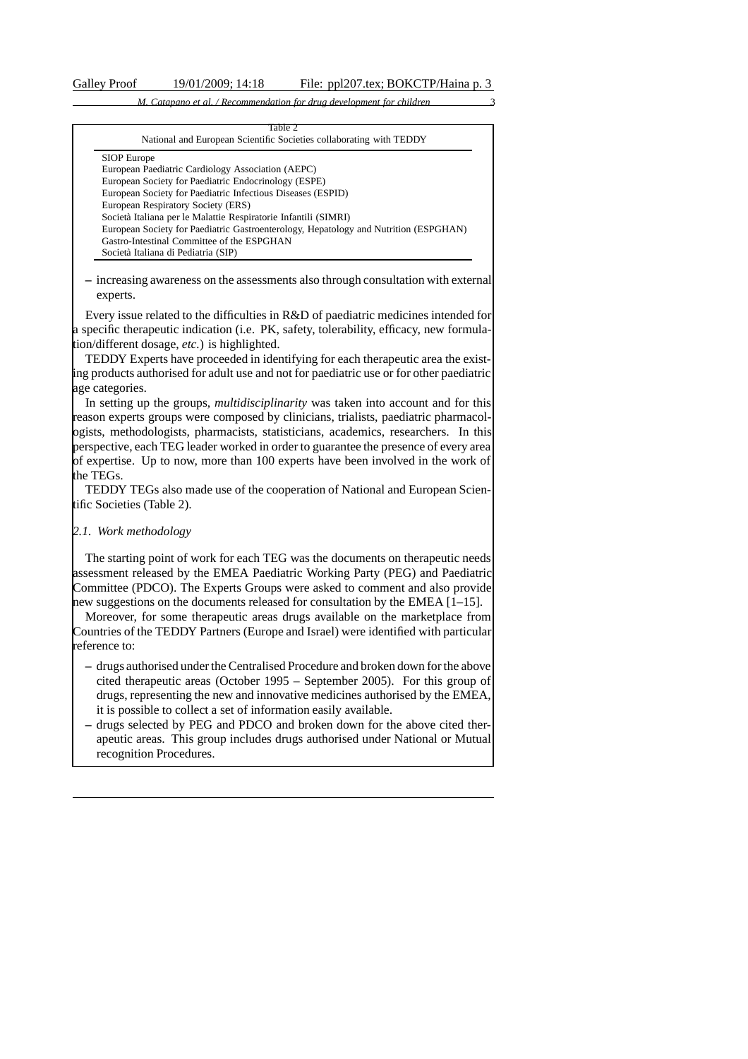Table 2

National and European Scientific Societies collaborating with TEDDY

| |
|---|
| SIOP Europe |
| European Paediatric Cardiology Association (AEPC) |
| European Society for Paediatric Endocrinology (ESPE) |
| European Society for Paediatric Infectious Diseases (ESPID) |
| European Respiratory Society (ERS) |
| Società Italiana per le Malattie Respiratorie Infantili (SIMRI) |
| European Society for Paediatric Gastroenterology, Hepatology and Nutrition (ESPGHAN) |
| Gastro-Intestinal Committee of the ESPGHAN |
| Società Italiana di Pediatria (SIP) |

– increasing awareness on the assessments also through consultation with external experts.

Every issue related to the difficulties in R&D of paediatric medicines intended for a specific therapeutic indication (i.e. PK, safety, tolerability, efficacy, new formulation/different dosage, *etc.*) is highlighted.

TEDDY Experts have proceeded in identifying for each therapeutic area the existing products authorised for adult use and not for paediatric use or for other paediatric age categories.

In setting up the groups, *multidisciplinarity* was taken into account and for this reason experts groups were composed by clinicians, trialists, paediatric pharmacologists, methodologists, pharmacists, statisticians, academics, researchers. In this perspective, each TEG leader worked in order to guarantee the presence of every area of expertise. Up to now, more than 100 experts have been involved in the work of the TEGs.

TEDDY TEGs also made use of the cooperation of National and European Scientific Societies (Table 2).

### *2.1. Work methodology*

The starting point of work for each TEG was the documents on therapeutic needs assessment released by the EMEA Paediatric Working Party (PEG) and Paediatric Committee (PDCO). The Experts Groups were asked to comment and also provide new suggestions on the documents released for consultation by the EMEA [1–15].

Moreover, for some therapeutic areas drugs available on the marketplace from Countries of the TEDDY Partners (Europe and Israel) were identified with particular reference to:

– drugs authorised under the Centralised Procedure and broken down for the above cited therapeutic areas (October 1995 – September 2005). For this group of drugs, representing the new and innovative medicines authorised by the EMEA, it is possible to collect a set of information easily available.

– drugs selected by PEG and PDCO and broken down for the above cited therapeutic areas. This group includes drugs authorised under National or Mutual recognition Procedures.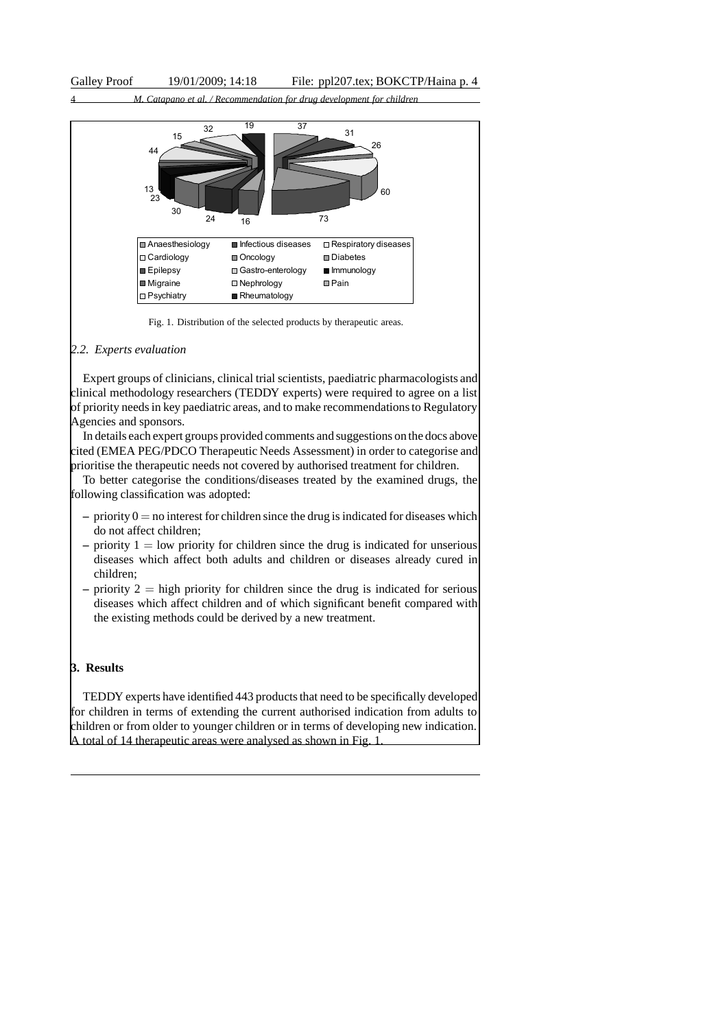Fig. 1. Distribution of the selected products by therapeutic areas.

### 2.2. Experts evaluation

Expert groups of clinicians, clinical trial scientists, paediatric pharmacologists and clinical methodology researchers (TEDDY experts) were required to agree on a list of priority needs in key paediatric areas, and to make recommendations to Regulatory Agencies and sponsors.

In details each expert groups provided comments and suggestions on the docs above cited (EMEA PEG/PDCO Therapeutic Needs Assessment) in order to categorise and prioritise the therapeutic needs not covered by authorised treatment for children.

To better categorise the conditions/diseases treated by the examined drugs, the following classification was adopted:

– priority 0 = no interest for children since the drug is indicated for diseases which do not affect children;
– priority 1 = low priority for children since the drug is indicated for unserious diseases which affect both adults and children or diseases already cured in children;
– priority 2 = high priority for children since the drug is indicated for serious diseases which affect children and of which significant benefit compared with the existing methods could be derived by a new treatment.

## 3. Results

TEDDY experts have identified 443 products that need to be specifically developed for children in terms of extending the current authorised indication from adults to children or from older to younger children or in terms of developing new indication. A total of 14 therapeutic areas were analysed as shown in Fig. 1.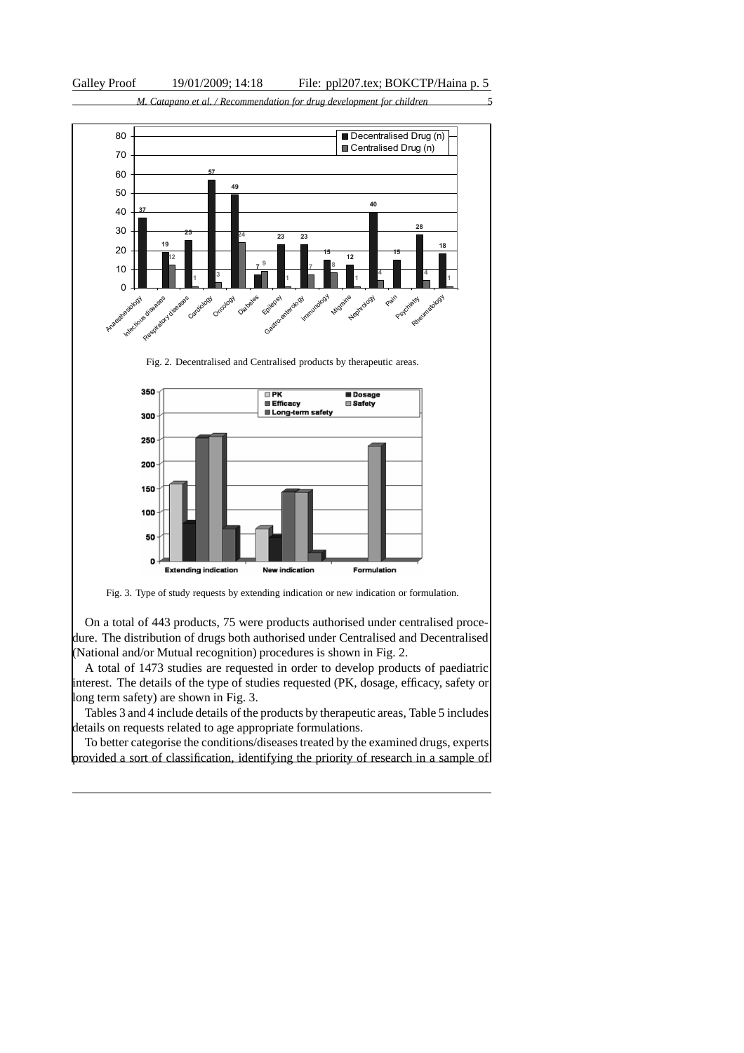Fig. 2. Decentralised and Centralised products by therapeutic areas.

Fig. 3. Type of study requests by extending indication or new indication or formulation.

On a total of 443 products, 75 were products authorised under centralised procedure. The distribution of drugs both authorised under Centralised and Decentralised (National and/or Mutual recognition) procedures is shown in Fig. 2.

A total of 1473 studies are requested in order to develop products of paediatric interest. The details of the type of studies requested (PK, dosage, efficacy, safety or long term safety) are shown in Fig. 3.

Tables 3 and 4 include details of the products by therapeutic areas, Table 5 includes details on requests related to age appropriate formulations.

To better categorise the conditions/diseases treated by the examined drugs, experts provided a sort of classification, identifying the priority of research in a sample of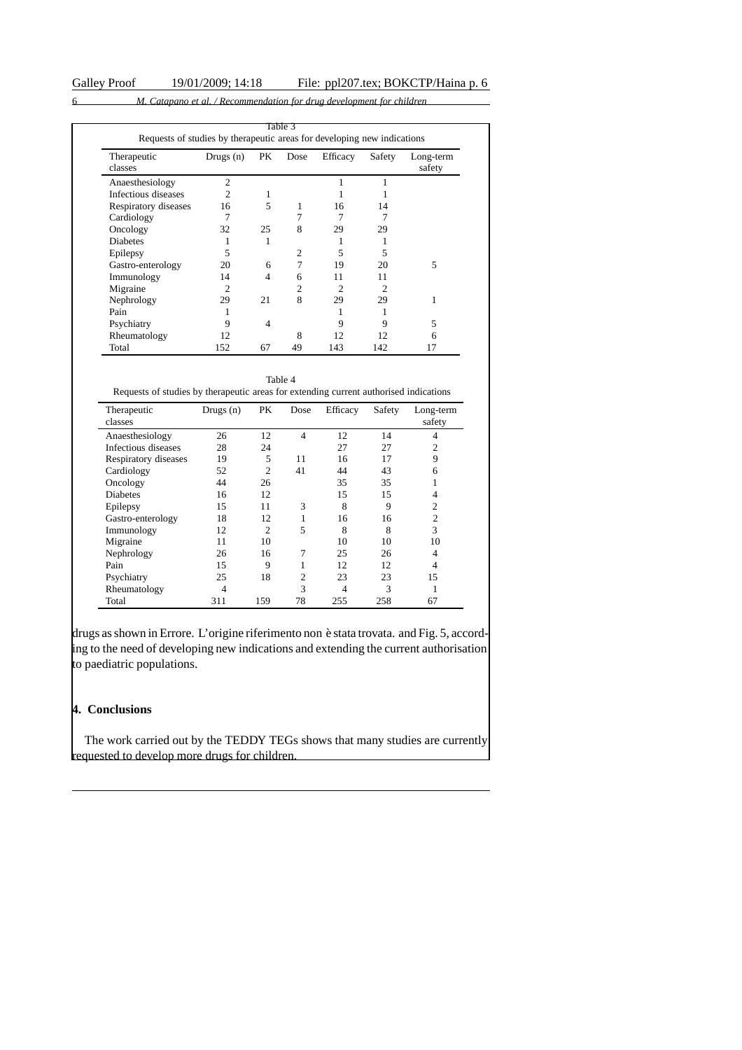Table 3

Requests of studies by therapeutic areas for developing new indications

| Therapeutic classes | Drugs (n) | PK | Dose | Efficacy | Safety | Long-term safety |
|---|---|---|---|---|---|---|
| Anaesthesiology | 2 | | | 1 | 1 | |
| Infectious diseases | 2 | 1 | | 1 | 1 | |
| Respiratory diseases | 16 | 5 | 1 | 16 | 14 | |
| Cardiology | 7 | | 7 | 7 | 7 | |
| Oncology | 32 | 25 | 8 | 29 | 29 | |
| Diabetes | 1 | 1 | | 1 | 1 | |
| Epilepsy | 5 | | 2 | 5 | 5 | |
| Gastro-enterology | 20 | 6 | 7 | 19 | 20 | 5 |
| Immunology | 14 | 4 | 6 | 11 | 11 | |
| Migraine | 2 | | 2 | 2 | 2 | |
| Nephrology | 29 | 21 | 8 | 29 | 29 | 1 |
| Pain | 1 | | | 1 | 1 | |
| Psychiatry | 9 | 4 | | 9 | 9 | 5 |
| Rheumatology | 12 | | 8 | 12 | 12 | 6 |
| Total | 152 | 67 | 49 | 143 | 142 | 17 |

Table 4

Requests of studies by therapeutic areas for extending current authorised indications

| Therapeutic classes | Drugs (n) | PK | Dose | Efficacy | Safety | Long-term safety |
|---|---|---|---|---|---|---|
| Anaesthesiology | 26 | 12 | 4 | 12 | 14 | 4 |
| Infectious diseases | 28 | 24 | | 27 | 27 | 2 |
| Respiratory diseases | 19 | 5 | 11 | 16 | 17 | 9 |
| Cardiology | 52 | 2 | 41 | 44 | 43 | 6 |
| Oncology | 44 | 26 | | 35 | 35 | 1 |
| Diabetes | 16 | 12 | | 15 | 15 | 4 |
| Epilepsy | 15 | 11 | 3 | 8 | 9 | 2 |
| Gastro-enterology | 18 | 12 | 1 | 16 | 16 | 2 |
| Immunology | 12 | 2 | 5 | 8 | 8 | 3 |
| Migraine | 11 | 10 | | 10 | 10 | 10 |
| Nephrology | 26 | 16 | 7 | 25 | 26 | 4 |
| Pain | 15 | 9 | 1 | 12 | 12 | 4 |
| Psychiatry | 25 | 18 | 2 | 23 | 23 | 15 |
| Rheumatology | 4 | | 3 | 4 | 3 | 1 |
| Total | 311 | 159 | 78 | 255 | 258 | 67 |

drugs as shown in Errore. L'origine riferimento non è stata trovata. and Fig. 5, according to the need of developing new indications and extending the current authorisation to paediatric populations.

## 4. Conclusions

The work carried out by the TEDDY TEGs shows that many studies are currently requested to develop more drugs for children.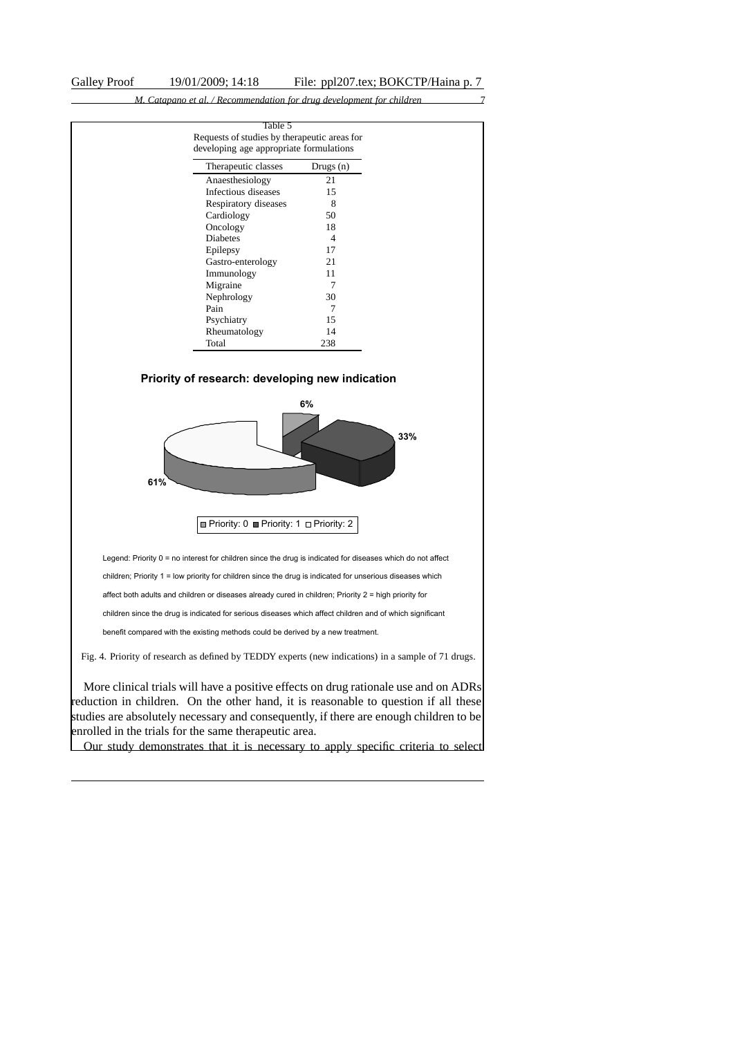Table 5
Requests of studies by therapeutic areas for developing age appropriate formulations

| Therapeutic classes | Drugs (n) |
|---|---|
| Anaesthesiology | 21 |
| Infectious diseases | 15 |
| Respiratory diseases | 8 |
| Cardiology | 50 |
| Oncology | 18 |
| Diabetes | 4 |
| Epilepsy | 17 |
| Gastro-enterology | 21 |
| Immunology | 11 |
| Migraine | 7 |
| Nephrology | 30 |
| Pain | 7 |
| Psychiatry | 15 |
| Rheumatology | 14 |
| Total | 238 |

**Priority of research: developing new indication**

6%
33%
61%

Priority: 0 Priority: 1 Priority: 2

Legend: Priority 0 = no interest for children since the drug is indicated for diseases which do not affect children; Priority 1 = low priority for children since the drug is indicated for unserious diseases which affect both adults and children or diseases already cured in children; Priority 2 = high priority for children since the drug is indicated for serious diseases which affect children and of which significant benefit compared with the existing methods could be derived by a new treatment.

Fig. 4. Priority of research as defined by TEDDY experts (new indications) in a sample of 71 drugs.

More clinical trials will have a positive effects on drug rationale use and on ADRs reduction in children. On the other hand, it is reasonable to question if all these studies are absolutely necessary and consequently, if there are enough children to be enrolled in the trials for the same therapeutic area.

Our study demonstrates that it is necessary to apply specific criteria to select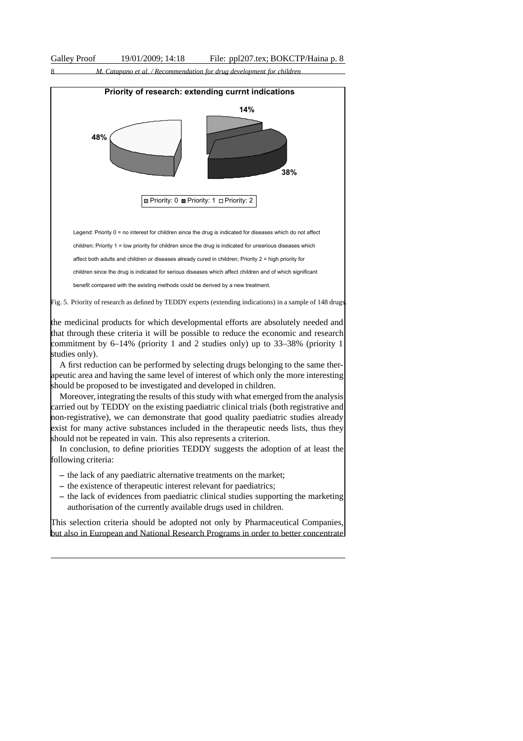**Priority of research: extending currnt indications**

14%

48%

38%

Priority: 0 Priority: 1 Priority: 2

Legend: Priority 0 = no interest for children since the drug is indicated for diseases which do not affect children; Priority 1 = low priority for children since the drug is indicated for unserious diseases which affect both adults and children or diseases already cured in children; Priority 2 = high priority for children since the drug is indicated for serious diseases which affect children and of which significant benefit compared with the existing methods could be derived by a new treatment.

Fig. 5. Priority of research as defined by TEDDY experts (extending indications) in a sample of 148 drugs.

the medicinal products for which developmental efforts are absolutely needed and that through these criteria it will be possible to reduce the economic and research commitment by 6–14% (priority 1 and 2 studies only) up to 33–38% (priority 1 studies only).

A first reduction can be performed by selecting drugs belonging to the same therapeutic area and having the same level of interest of which only the more interesting should be proposed to be investigated and developed in children.

Moreover, integrating the results of this study with what emerged from the analysis carried out by TEDDY on the existing paediatric clinical trials (both registrative and non-registrative), we can demonstrate that good quality paediatric studies already exist for many active substances included in the therapeutic needs lists, thus they should not be repeated in vain. This also represents a criterion.

In conclusion, to define priorities TEDDY suggests the adoption of at least the following criteria:

- the lack of any paediatric alternative treatments on the market;
- the existence of therapeutic interest relevant for paediatrics;
- the lack of evidences from paediatric clinical studies supporting the marketing authorisation of the currently available drugs used in children.

This selection criteria should be adopted not only by Pharmaceutical Companies, but also in European and National Research Programs in order to better concentrate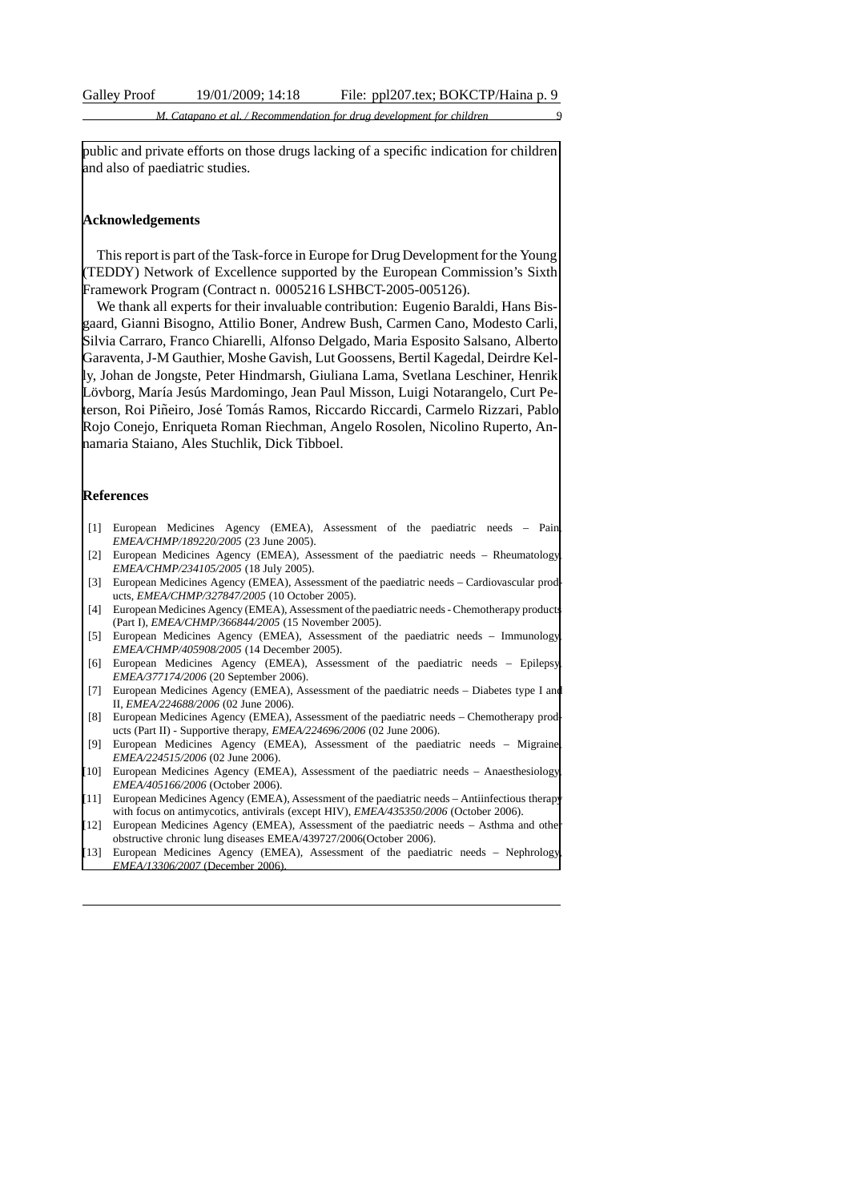public and private efforts on those drugs lacking of a specific indication for children and also of paediatric studies.

## Acknowledgements

This report is part of the Task-force in Europe for Drug Development for the Young (TEDDY) Network of Excellence supported by the European Commission's Sixth Framework Program (Contract n. 0005216 LSHBCT-2005-005126).

We thank all experts for their invaluable contribution: Eugenio Baraldi, Hans Bisgaard, Gianni Bisogno, Attilio Boner, Andrew Bush, Carmen Cano, Modesto Carli, Silvia Carraro, Franco Chiarelli, Alfonso Delgado, Maria Esposito Salsano, Alberto Garaventa, J-M Gauthier, Moshe Gavish, Lut Goossens, Bertil Kagedal, Deirdre Kelly, Johan de Jongste, Peter Hindmarsh, Giuliana Lama, Svetlana Leschiner, Henrik Lövborg, María Jesús Mardomingo, Jean Paul Misson, Luigi Notarangelo, Curt Peterson, Roi Piñeiro, José Tomás Ramos, Riccardo Riccardi, Carmelo Rizzari, Pablo Rojo Conejo, Enriqueta Roman Riechman, Angelo Rosolen, Nicolino Ruperto, Annamaria Staiano, Ales Stuchlik, Dick Tibboel.

## References

[1] European Medicines Agency (EMEA), Assessment of the paediatric needs – Pain, *EMEA/CHMP/189220/2005* (23 June 2005).
[2] European Medicines Agency (EMEA), Assessment of the paediatric needs – Rheumatology, *EMEA/CHMP/234105/2005* (18 July 2005).
[3] European Medicines Agency (EMEA), Assessment of the paediatric needs – Cardiovascular products, *EMEA/CHMP/327847/2005* (10 October 2005).
[4] European Medicines Agency (EMEA), Assessment of the paediatric needs - Chemotherapy products (Part I), *EMEA/CHMP/366844/2005* (15 November 2005).
[5] European Medicines Agency (EMEA), Assessment of the paediatric needs – Immunology, *EMEA/CHMP/405908/2005* (14 December 2005).
[6] European Medicines Agency (EMEA), Assessment of the paediatric needs – Epilepsy, *EMEA/377174/2006* (20 September 2006).
[7] European Medicines Agency (EMEA), Assessment of the paediatric needs – Diabetes type I and II, *EMEA/224688/2006* (02 June 2006).
[8] European Medicines Agency (EMEA), Assessment of the paediatric needs – Chemotherapy products (Part II) - Supportive therapy, *EMEA/224696/2006* (02 June 2006).
[9] European Medicines Agency (EMEA), Assessment of the paediatric needs – Migraine, *EMEA/224515/2006* (02 June 2006).
[10] European Medicines Agency (EMEA), Assessment of the paediatric needs – Anaesthesiology, *EMEA/405166/2006* (October 2006).
[11] European Medicines Agency (EMEA), Assessment of the paediatric needs – Antiinfectious therapy with focus on antimycotics, antivirals (except HIV), *EMEA/435350/2006* (October 2006).
[12] European Medicines Agency (EMEA), Assessment of the paediatric needs – Asthma and other obstructive chronic lung diseases EMEA/439727/2006(October 2006).
[13] European Medicines Agency (EMEA), Assessment of the paediatric needs – Nephrology, *EMEA/13306/2007* (December 2006).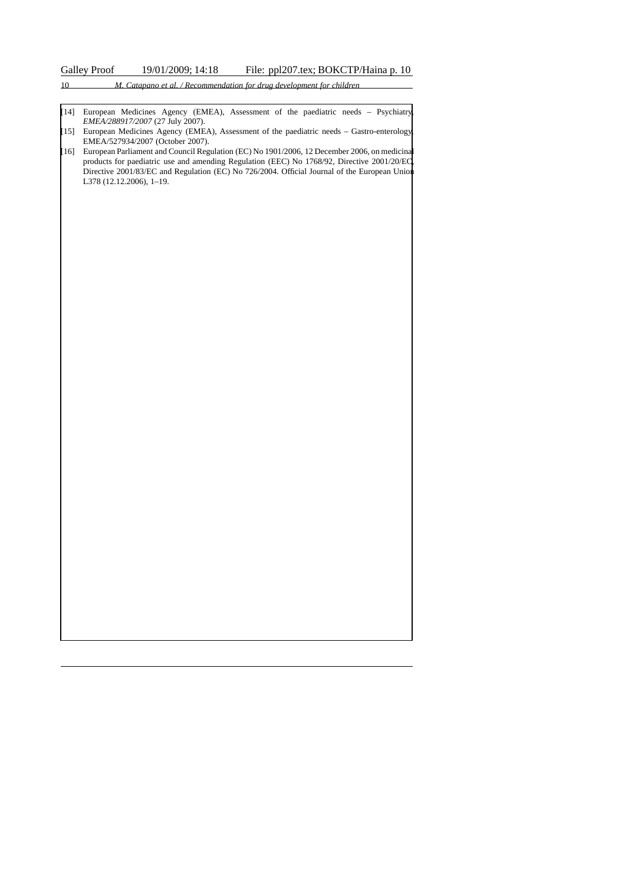[14] European Medicines Agency (EMEA), Assessment of the paediatric needs – Psychiatry, *EMEA/288917/2007* (27 July 2007).

[15] European Medicines Agency (EMEA), Assessment of the paediatric needs – Gastro-enterology, EMEA/527934/2007 (October 2007).

[16] European Parliament and Council Regulation (EC) No 1901/2006, 12 December 2006, on medicinal products for paediatric use and amending Regulation (EEC) No 1768/92, Directive 2001/20/EC, Directive 2001/83/EC and Regulation (EC) No 726/2004. Official Journal of the European Union L378 (12.12.2006), 1–19.